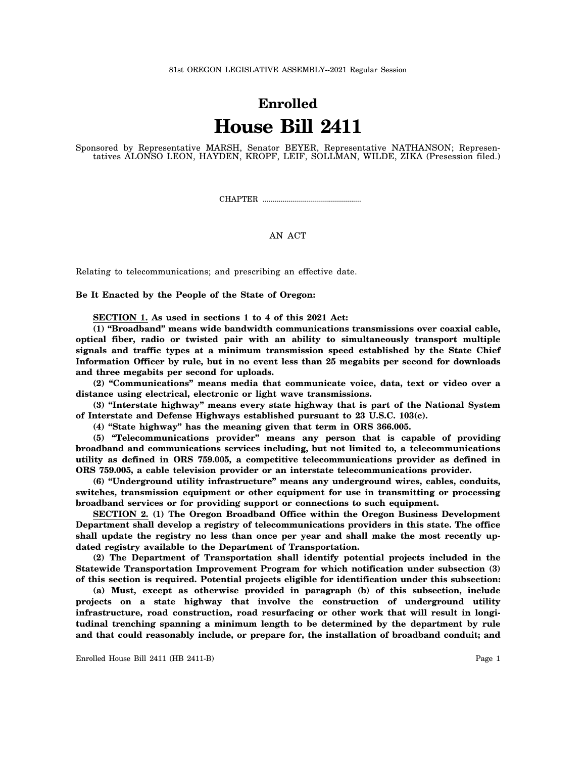81st OREGON LEGISLATIVE ASSEMBLY--2021 Regular Session

# Enrolled
# House Bill 2411

Sponsored by Representative MARSH, Senator BEYER, Representative NATHANSON; Representatives ALONSO LEON, HAYDEN, KROPF, LEIF, SOLLMAN, WILDE, ZIKA (Presession filed.)

CHAPTER .................................................

AN ACT

Relating to telecommunications; and prescribing an effective date.

**Be It Enacted by the People of the State of Oregon:**

**SECTION 1. As used in sections 1 to 4 of this 2021 Act:**

**(1) "Broadband" means wide bandwidth communications transmissions over coaxial cable, optical fiber, radio or twisted pair with an ability to simultaneously transport multiple signals and traffic types at a minimum transmission speed established by the State Chief Information Officer by rule, but in no event less than 25 megabits per second for downloads and three megabits per second for uploads.**

**(2) "Communications" means media that communicate voice, data, text or video over a distance using electrical, electronic or light wave transmissions.**

**(3) "Interstate highway" means every state highway that is part of the National System of Interstate and Defense Highways established pursuant to 23 U.S.C. 103(c).**

**(4) "State highway" has the meaning given that term in ORS 366.005.**

**(5) "Telecommunications provider" means any person that is capable of providing broadband and communications services including, but not limited to, a telecommunications utility as defined in ORS 759.005, a competitive telecommunications provider as defined in ORS 759.005, a cable television provider or an interstate telecommunications provider.**

**(6) "Underground utility infrastructure" means any underground wires, cables, conduits, switches, transmission equipment or other equipment for use in transmitting or processing broadband services or for providing support or connections to such equipment.**

**SECTION 2. (1) The Oregon Broadband Office within the Oregon Business Development Department shall develop a registry of telecommunications providers in this state. The office shall update the registry no less than once per year and shall make the most recently updated registry available to the Department of Transportation.**

**(2) The Department of Transportation shall identify potential projects included in the Statewide Transportation Improvement Program for which notification under subsection (3) of this section is required. Potential projects eligible for identification under this subsection:**

**(a) Must, except as otherwise provided in paragraph (b) of this subsection, include projects on a state highway that involve the construction of underground utility infrastructure, road construction, road resurfacing or other work that will result in longitudinal trenching spanning a minimum length to be determined by the department by rule and that could reasonably include, or prepare for, the installation of broadband conduit; and**

Enrolled House Bill 2411 (HB 2411-B)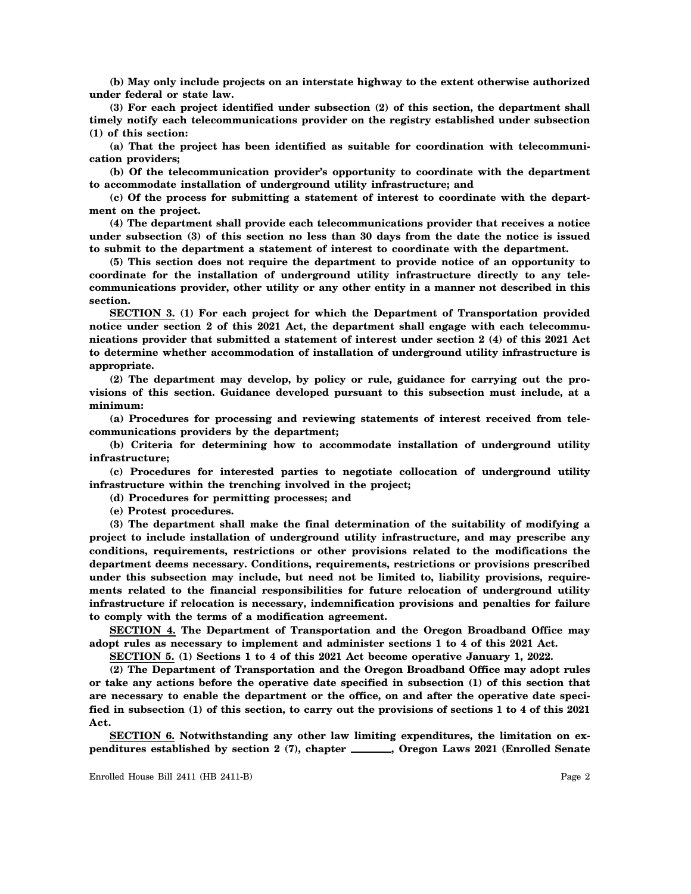**(b) May only include projects on an interstate highway to the extent otherwise authorized under federal or state law.**

**(3) For each project identified under subsection (2) of this section, the department shall timely notify each telecommunications provider on the registry established under subsection (1) of this section:**

**(a) That the project has been identified as suitable for coordination with telecommunication providers;**

**(b) Of the telecommunication provider's opportunity to coordinate with the department to accommodate installation of underground utility infrastructure; and**

**(c) Of the process for submitting a statement of interest to coordinate with the department on the project.**

**(4) The department shall provide each telecommunications provider that receives a notice under subsection (3) of this section no less than 30 days from the date the notice is issued to submit to the department a statement of interest to coordinate with the department.**

**(5) This section does not require the department to provide notice of an opportunity to coordinate for the installation of underground utility infrastructure directly to any telecommunications provider, other utility or any other entity in a manner not described in this section.**

**SECTION 3. (1) For each project for which the Department of Transportation provided notice under section 2 of this 2021 Act, the department shall engage with each telecommunications provider that submitted a statement of interest under section 2 (4) of this 2021 Act to determine whether accommodation of installation of underground utility infrastructure is appropriate.**

**(2) The department may develop, by policy or rule, guidance for carrying out the provisions of this section. Guidance developed pursuant to this subsection must include, at a minimum:**

**(a) Procedures for processing and reviewing statements of interest received from telecommunications providers by the department;**

**(b) Criteria for determining how to accommodate installation of underground utility infrastructure;**

**(c) Procedures for interested parties to negotiate collocation of underground utility infrastructure within the trenching involved in the project;**

**(d) Procedures for permitting processes; and**

**(e) Protest procedures.**

**(3) The department shall make the final determination of the suitability of modifying a project to include installation of underground utility infrastructure, and may prescribe any conditions, requirements, restrictions or other provisions related to the modifications the department deems necessary. Conditions, requirements, restrictions or provisions prescribed under this subsection may include, but need not be limited to, liability provisions, requirements related to the financial responsibilities for future relocation of underground utility infrastructure if relocation is necessary, indemnification provisions and penalties for failure to comply with the terms of a modification agreement.**

**SECTION 4. The Department of Transportation and the Oregon Broadband Office may adopt rules as necessary to implement and administer sections 1 to 4 of this 2021 Act.**

**SECTION 5. (1) Sections 1 to 4 of this 2021 Act become operative January 1, 2022.**

**(2) The Department of Transportation and the Oregon Broadband Office may adopt rules or take any actions before the operative date specified in subsection (1) of this section that are necessary to enable the department or the office, on and after the operative date specified in subsection (1) of this section, to carry out the provisions of sections 1 to 4 of this 2021 Act.**

**SECTION 6. Notwithstanding any other law limiting expenditures, the limitation on expenditures established by section 2 (7), chapter \_\_\_\_\_\_\_, Oregon Laws 2021 (Enrolled Senate**

Enrolled House Bill 2411 (HB 2411-B)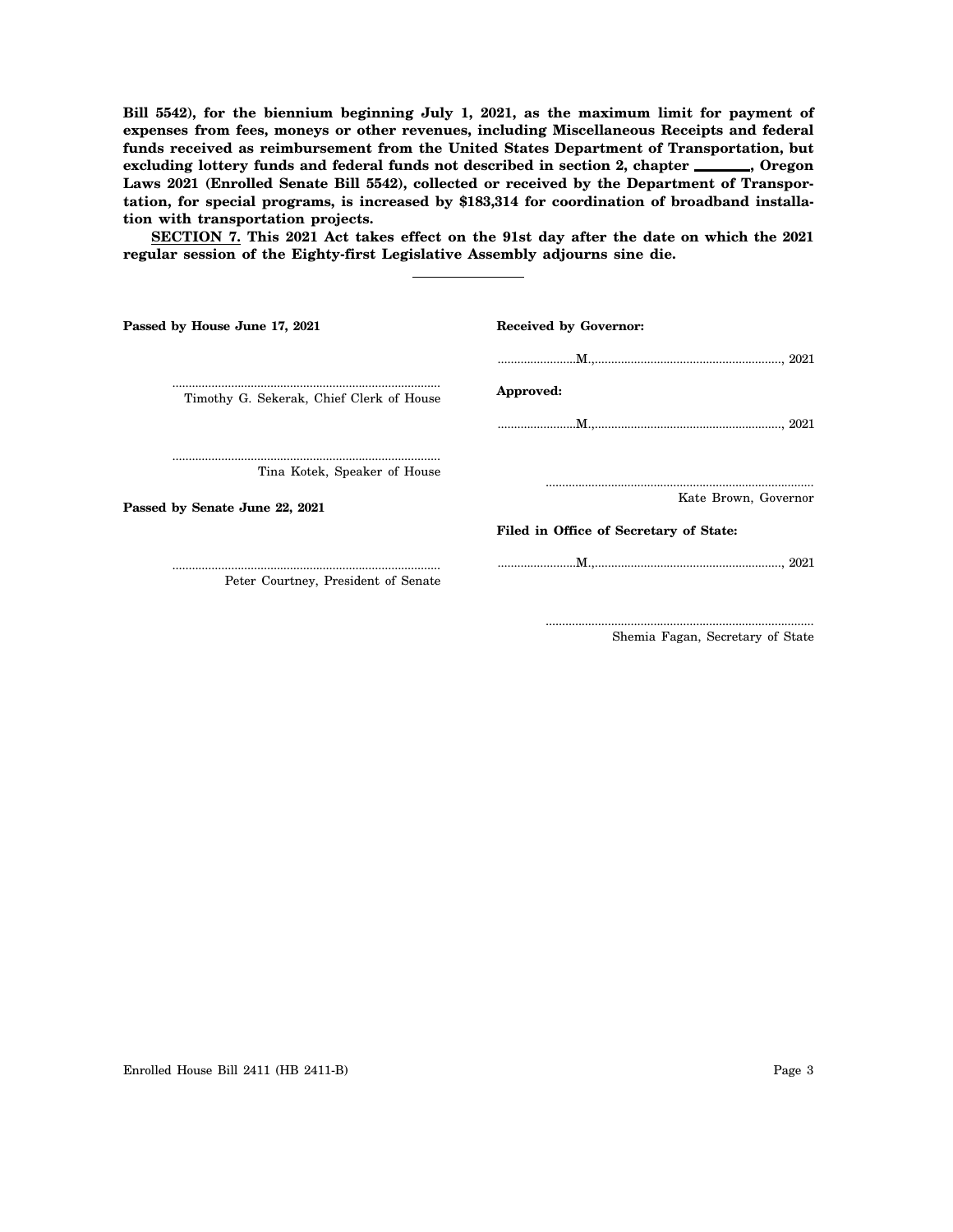**Bill 5542), for the biennium beginning July 1, 2021, as the maximum limit for payment of expenses from fees, moneys or other revenues, including Miscellaneous Receipts and federal funds received as reimbursement from the United States Department of Transportation, but excluding lottery funds and federal funds not described in section 2, chapter \_\_\_\_\_\_\_, Oregon Laws 2021 (Enrolled Senate Bill 5542), collected or received by the Department of Transportation, for special programs, is increased by $183,314 for coordination of broadband installation with transportation projects.**

**SECTION 7. This 2021 Act takes effect on the 91st day after the date on which the 2021 regular session of the Eighty-first Legislative Assembly adjourns sine die.**

---

**Passed by House June 17, 2021**

..................................................................................
Timothy G. Sekerak, Chief Clerk of House

..................................................................................
Tina Kotek, Speaker of House

**Passed by Senate June 22, 2021**

..................................................................................
Peter Courtney, President of Senate

**Received by Governor:**

........................M.,.........................................................., 2021

**Approved:**

........................M.,.........................................................., 2021

..................................................................................
Kate Brown, Governor

**Filed in Office of Secretary of State:**

........................M.,.........................................................., 2021

..................................................................................
Shemia Fagan, Secretary of State

Enrolled House Bill 2411 (HB 2411-B)